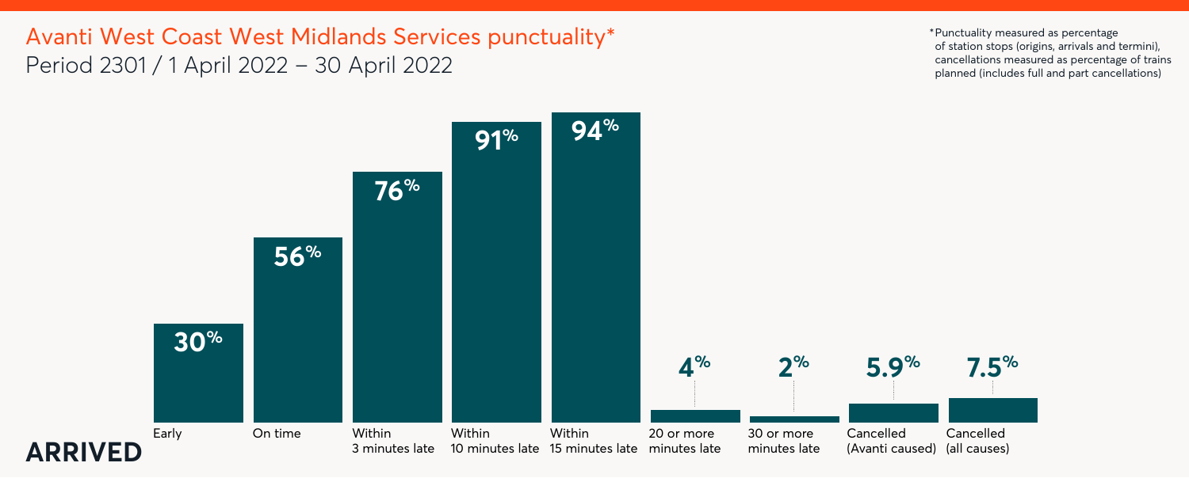# Avanti West Coast West Midlands Services punctuality*

Period 2301 / 1 April 2022 – 30 April 2022

*Punctuality measured as percentage of station stops (origins, arrivals and termini), cancellations measured as percentage of trains planned (includes full and part cancellations)

| Early | On time | Within 3 minutes late | Within 10 minutes late | Within 15 minutes late | 20 or more minutes late | 30 or more minutes late | Cancelled (Avanti caused) | Cancelled (all causes) |
|---|---|---|---|---|---|---|---|---|
| 30% | 56% | 76% | 91% | 94% | 4% | 2% | 5.9% | 7.5% |

**ARRIVED**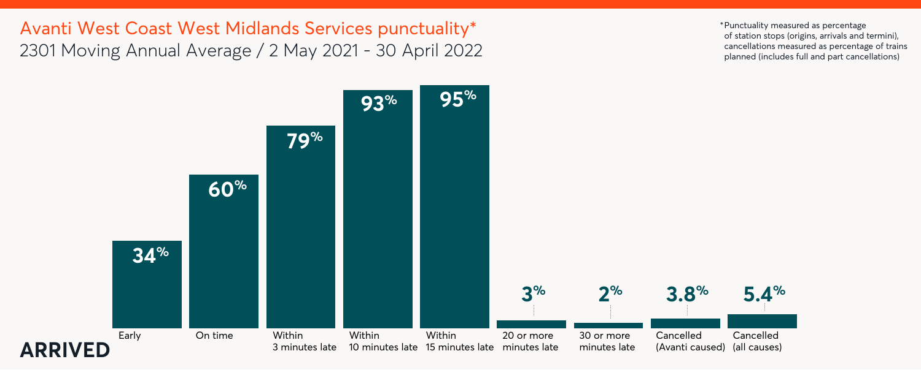# Avanti West Coast West Midlands Services punctuality*

2301 Moving Annual Average / 2 May 2021 - 30 April 2022

*Punctuality measured as percentage of station stops (origins, arrivals and termini), cancellations measured as percentage of trains planned (includes full and part cancellations)

| Early | On time | Within 3 minutes late | Within 10 minutes late | Within 15 minutes late | 20 or more minutes late | 30 or more minutes late | Cancelled (Avanti caused) | Cancelled (all causes) |
|---|---|---|---|---|---|---|---|---|
| 34% | 60% | 79% | 93% | 95% | 3% | 2% | 3.8% | 5.4% |

**ARRIVED**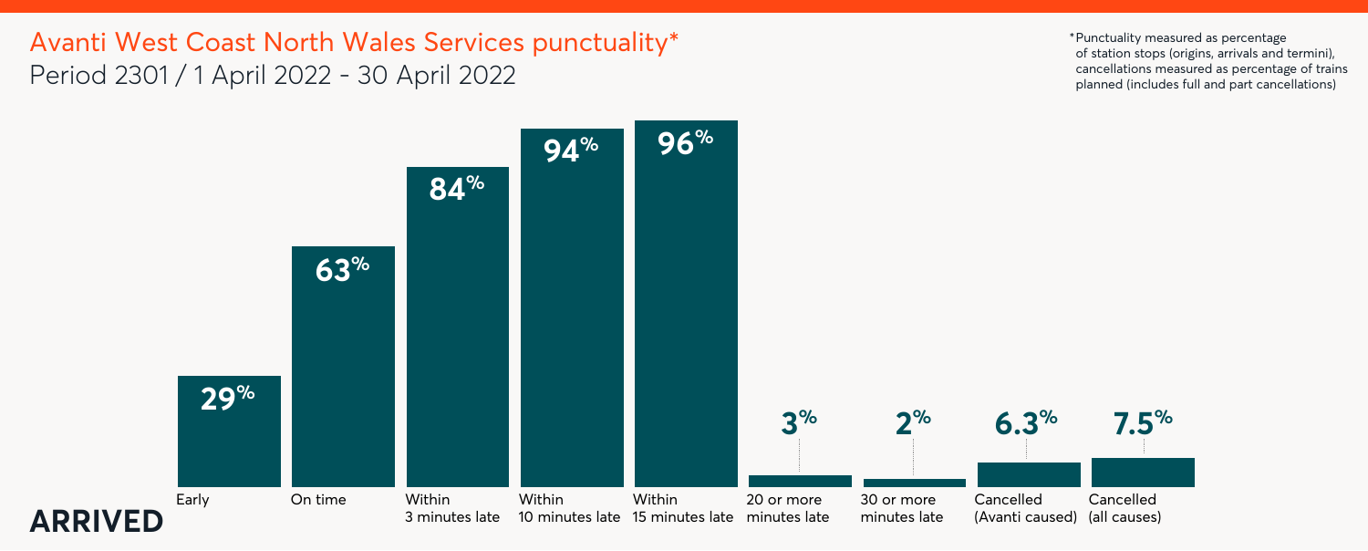# Avanti West Coast North Wales Services punctuality*

Period 2301 / 1 April 2022 - 30 April 2022

*Punctuality measured as percentage of station stops (origins, arrivals and termini), cancellations measured as percentage of trains planned (includes full and part cancellations)

**ARRIVED**

| Early | On time | Within 3 minutes late | Within 10 minutes late | Within 15 minutes late | 20 or more minutes late | 30 or more minutes late | Cancelled (Avanti caused) | Cancelled (all causes) |
|---|---|---|---|---|---|---|---|---|
| 29% | 63% | 84% | 94% | 96% | 3% | 2% | 6.3% | 7.5% |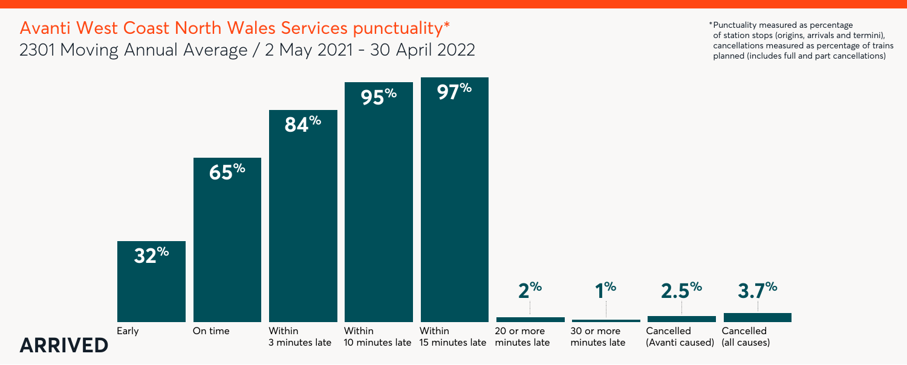# Avanti West Coast North Wales Services punctuality*

2301 Moving Annual Average / 2 May 2021 - 30 April 2022

*Punctuality measured as percentage of station stops (origins, arrivals and termini), cancellations measured as percentage of trains planned (includes full and part cancellations)

| Early | On time | Within 3 minutes late | Within 10 minutes late | Within 15 minutes late | 20 or more minutes late | 30 or more minutes late | Cancelled (Avanti caused) | Cancelled (all causes) |
|---|---|---|---|---|---|---|---|---|
| 32% | 65% | 84% | 95% | 97% | 2% | 1% | 2.5% | 3.7% |

**ARRIVED**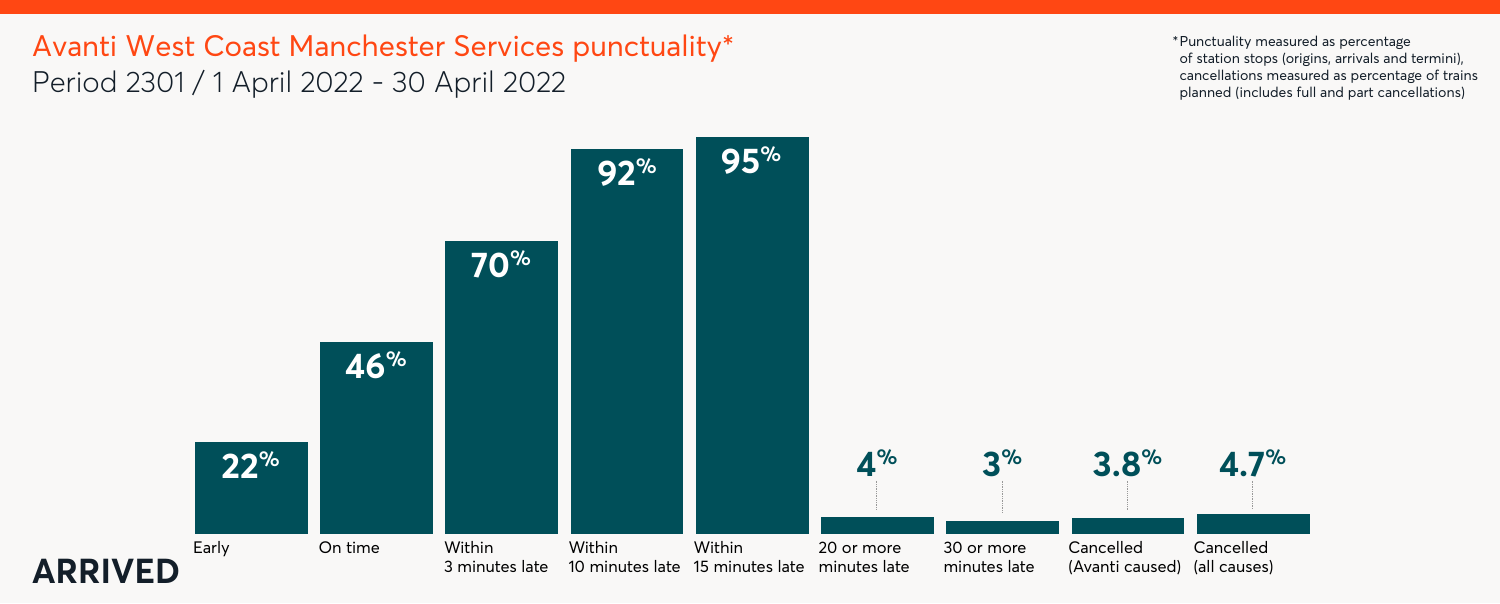# Avanti West Coast Manchester Services punctuality*

## Period 2301 / 1 April 2022 - 30 April 2022

*Punctuality measured as percentage of station stops (origins, arrivals and termini), cancellations measured as percentage of trains planned (includes full and part cancellations)

**ARRIVED**

| Early | On time | Within 3 minutes late | Within 10 minutes late | Within 15 minutes late | 20 or more minutes late | 30 or more minutes late | Cancelled (Avanti caused) | Cancelled (all causes) |
|---|---|---|---|---|---|---|---|---|
| 22% | 46% | 70% | 92% | 95% | 4% | 3% | 3.8% | 4.7% |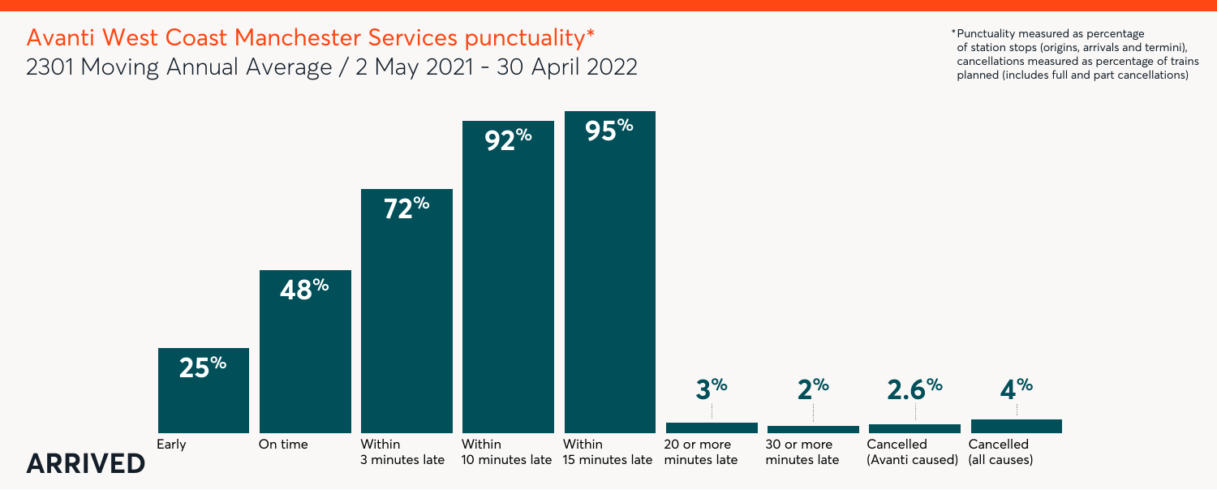# Avanti West Coast Manchester Services punctuality*

2301 Moving Annual Average / 2 May 2021 - 30 April 2022

*Punctuality measured as percentage of station stops (origins, arrivals and termini), cancellations measured as percentage of trains planned (includes full and part cancellations)

**ARRIVED**

| Early | On time | Within 3 minutes late | Within 10 minutes late | Within 15 minutes late | 20 or more minutes late | 30 or more minutes late | Cancelled (Avanti caused) | Cancelled (all causes) |
|---|---|---|---|---|---|---|---|---|
| 25% | 48% | 72% | 92% | 95% | 3% | 2% | 2.6% | 4% |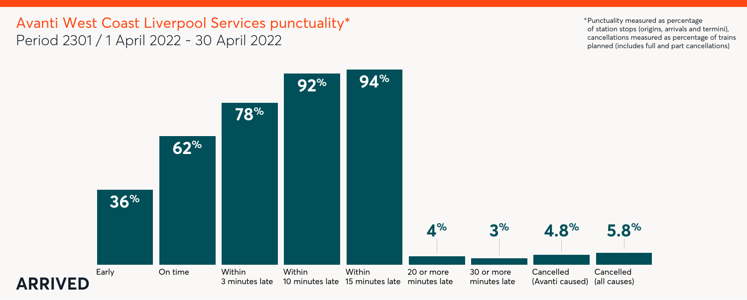# Avanti West Coast Liverpool Services punctuality*

Period 2301 / 1 April 2022 - 30 April 2022

*Punctuality measured as percentage of station stops (origins, arrivals and termini), cancellations measured as percentage of trains planned (includes full and part cancellations)

**ARRIVED**

| Early | On time | Within 3 minutes late | Within 10 minutes late | Within 15 minutes late | 20 or more minutes late | 30 or more minutes late | Cancelled (Avanti caused) | Cancelled (all causes) |
| --- | --- | --- | --- | --- | --- | --- | --- | --- |
| 36% | 62% | 78% | 92% | 94% | 4% | 3% | 4.8% | 5.8% |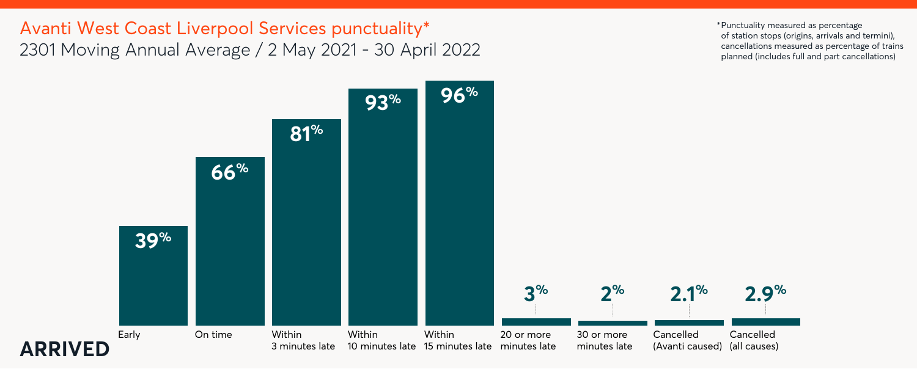# Avanti West Coast Liverpool Services punctuality*

2301 Moving Annual Average / 2 May 2021 - 30 April 2022

*Punctuality measured as percentage of station stops (origins, arrivals and termini), cancellations measured as percentage of trains planned (includes full and part cancellations)

**ARRIVED**

| Early | On time | Within 3 minutes late | Within 10 minutes late | Within 15 minutes late | 20 or more minutes late | 30 or more minutes late | Cancelled (Avanti caused) | Cancelled (all causes) |
|---|---|---|---|---|---|---|---|---|
| 39% | 66% | 81% | 93% | 96% | 3% | 2% | 2.1% | 2.9% |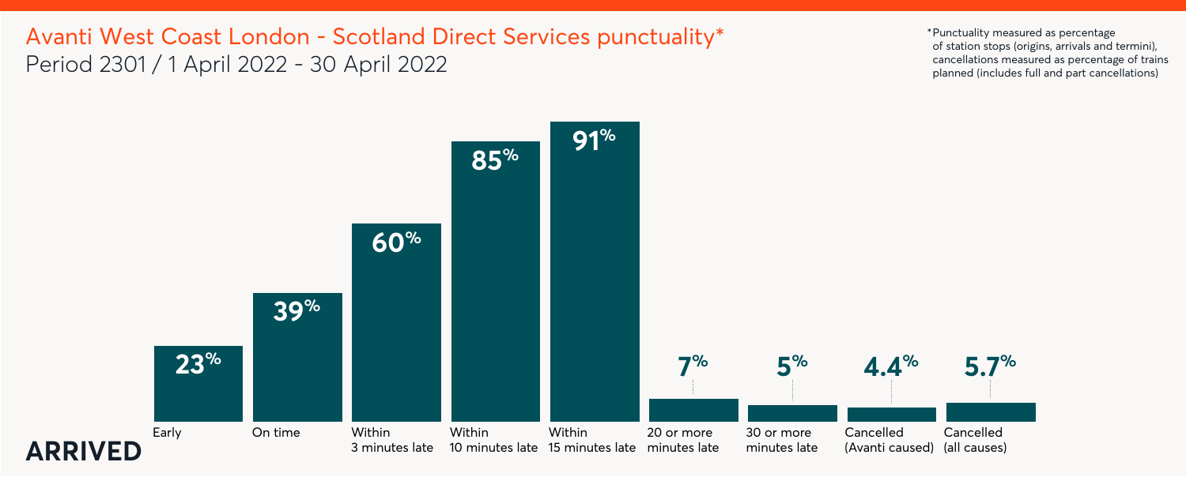# Avanti West Coast London - Scotland Direct Services punctuality*

Period 2301 / 1 April 2022 - 30 April 2022

*Punctuality measured as percentage of station stops (origins, arrivals and termini), cancellations measured as percentage of trains planned (includes full and part cancellations)

**ARRIVED**

| Early | On time | Within 3 minutes late | Within 10 minutes late | Within 15 minutes late | 20 or more minutes late | 30 or more minutes late | Cancelled (Avanti caused) | Cancelled (all causes) |
|---|---|---|---|---|---|---|---|---|
| 23% | 39% | 60% | 85% | 91% | 7% | 5% | 4.4% | 5.7% |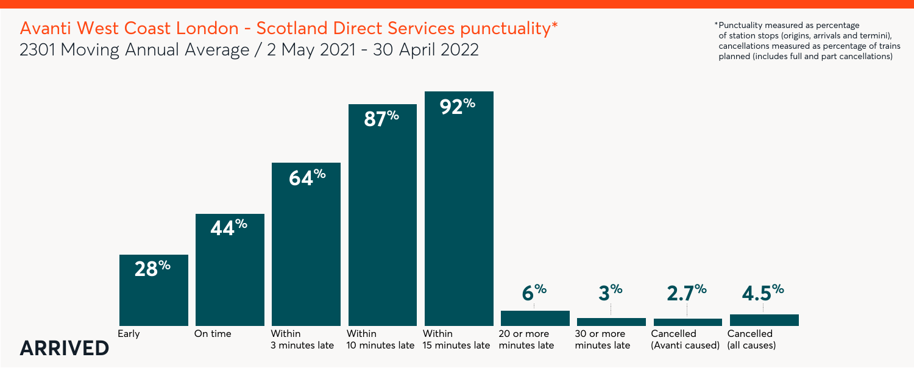# Avanti West Coast London - Scotland Direct Services punctuality*

2301 Moving Annual Average / 2 May 2021 - 30 April 2022

*Punctuality measured as percentage of station stops (origins, arrivals and termini), cancellations measured as percentage of trains planned (includes full and part cancellations)

**ARRIVED**

| Early | On time | Within 3 minutes late | Within 10 minutes late | Within 15 minutes late | 20 or more minutes late | 30 or more minutes late | Cancelled (Avanti caused) | Cancelled (all causes) |
|---|---|---|---|---|---|---|---|---|
| 28% | 44% | 64% | 87% | 92% | 6% | 3% | 2.7% | 4.5% |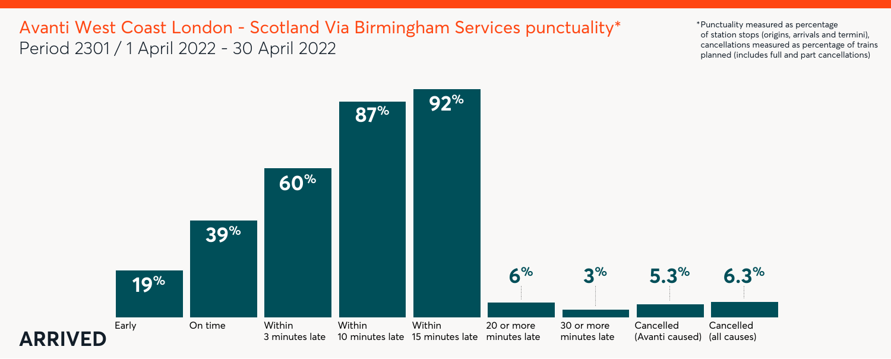# Avanti West Coast London - Scotland Via Birmingham Services punctuality*

Period 2301 / 1 April 2022 - 30 April 2022

*Punctuality measured as percentage of station stops (origins, arrivals and termini), cancellations measured as percentage of trains planned (includes full and part cancellations)

**ARRIVED**

| Early | On time | Within 3 minutes late | Within 10 minutes late | Within 15 minutes late | 20 or more minutes late | 30 or more minutes late | Cancelled (Avanti caused) | Cancelled (all causes) |
|---|---|---|---|---|---|---|---|---|
| 19% | 39% | 60% | 87% | 92% | 6% | 3% | 5.3% | 6.3% |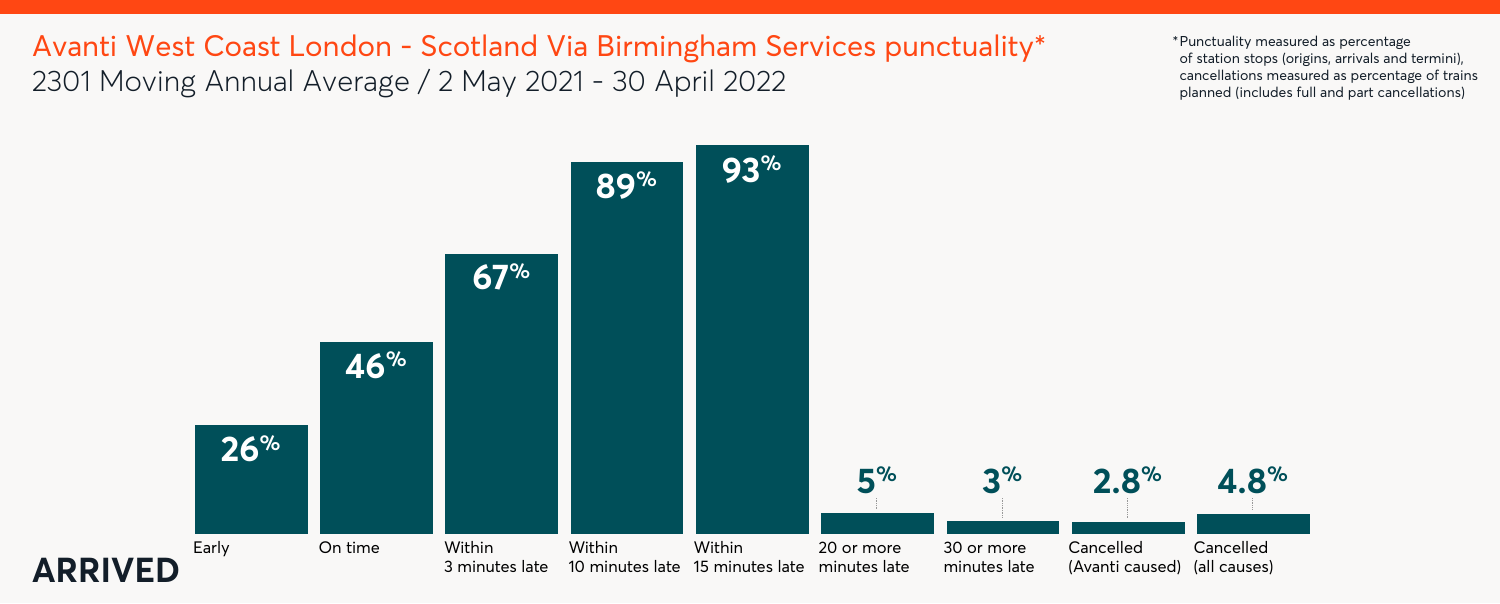# Avanti West Coast London - Scotland Via Birmingham Services punctuality*

2301 Moving Annual Average / 2 May 2021 - 30 April 2022

*Punctuality measured as percentage of station stops (origins, arrivals and termini), cancellations measured as percentage of trains planned (includes full and part cancellations)

**ARRIVED**

| Early | On time | Within 3 minutes late | Within 10 minutes late | Within 15 minutes late | 20 or more minutes late | 30 or more minutes late | Cancelled (Avanti caused) | Cancelled (all causes) |
|---|---|---|---|---|---|---|---|---|
| 26% | 46% | 67% | 89% | 93% | 5% | 3% | 2.8% | 4.8% |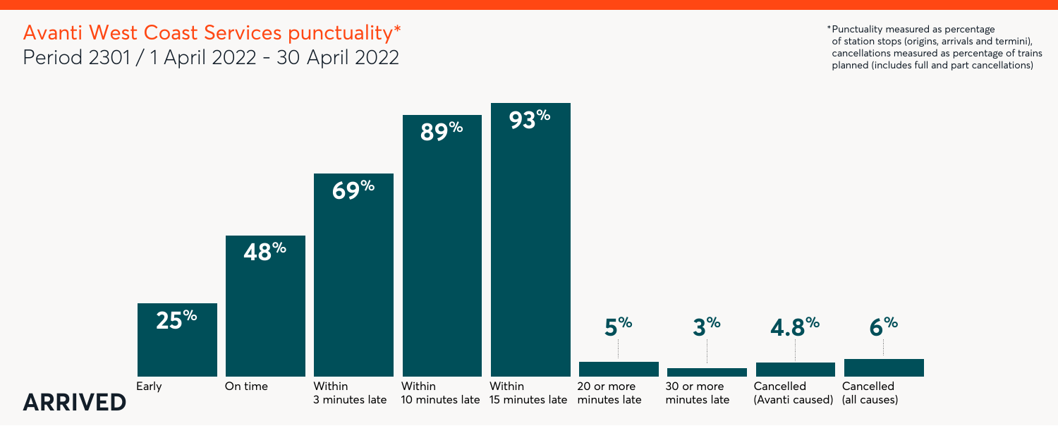# Avanti West Coast Services punctuality*

## Period 2301 / 1 April 2022 - 30 April 2022

*Punctuality measured as percentage of station stops (origins, arrivals and termini), cancellations measured as percentage of trains planned (includes full and part cancellations)

**ARRIVED**

| Early | On time | Within 3 minutes late | Within 10 minutes late | Within 15 minutes late | 20 or more minutes late | 30 or more minutes late | Cancelled (Avanti caused) | Cancelled (all causes) |
|---|---|---|---|---|---|---|---|---|
| 25% | 48% | 69% | 89% | 93% | 5% | 3% | 4.8% | 6% |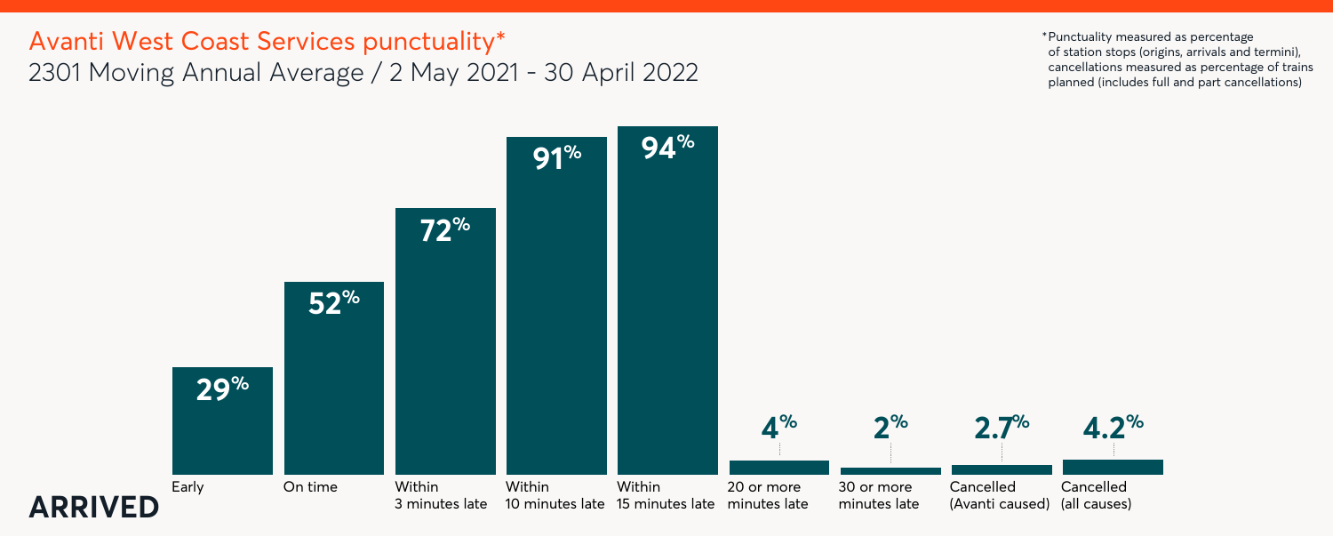## Avanti West Coast Services punctuality*

2301 Moving Annual Average / 2 May 2021 - 30 April 2022

*Punctuality measured as percentage of station stops (origins, arrivals and termini), cancellations measured as percentage of trains planned (includes full and part cancellations)

**ARRIVED**

| Early | On time | Within 3 minutes late | Within 10 minutes late | Within 15 minutes late | 20 or more minutes late | 30 or more minutes late | Cancelled (Avanti caused) | Cancelled (all causes) |
| --- | --- | --- | --- | --- | --- | --- | --- | --- |
| 29% | 52% | 72% | 91% | 94% | 4% | 2% | 2.7% | 4.2% |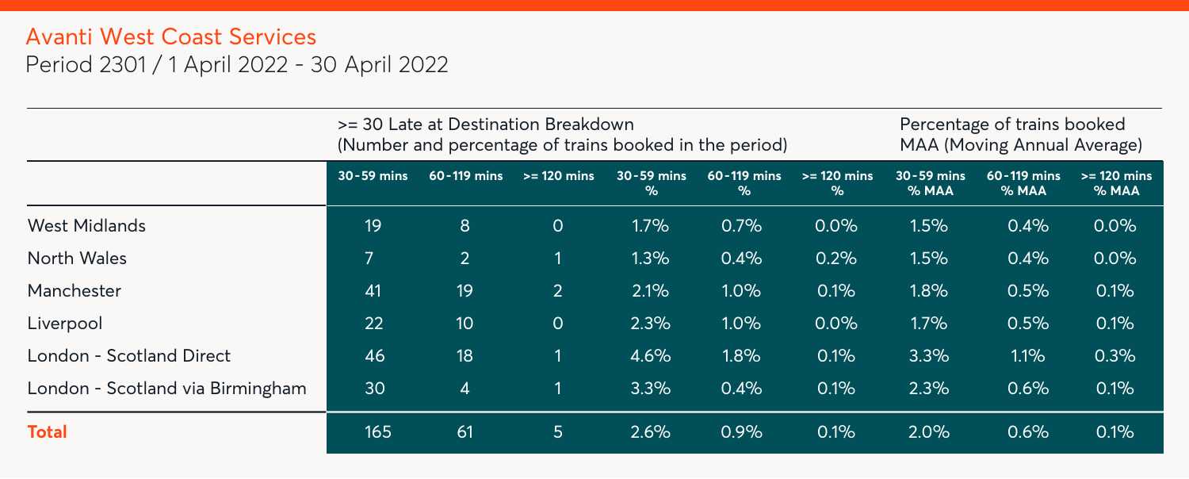# Avanti West Coast Services

## Period 2301 / 1 April 2022 - 30 April 2022

| | >= 30 Late at Destination Breakdown (Number and percentage of trains booked in the period) | | | | | | Percentage of trains booked MAA (Moving Annual Average) | | |
|---|---|---|---|---|---|---|---|---|---|
| | 30-59 mins | 60-119 mins | >= 120 mins | 30-59 mins % | 60-119 mins % | >= 120 mins % | 30-59 mins % MAA | 60-119 mins % MAA | >= 120 mins % MAA |
| West Midlands | 19 | 8 | 0 | 1.7% | 0.7% | 0.0% | 1.5% | 0.4% | 0.0% |
| North Wales | 7 | 2 | 1 | 1.3% | 0.4% | 0.2% | 1.5% | 0.4% | 0.0% |
| Manchester | 41 | 19 | 2 | 2.1% | 1.0% | 0.1% | 1.8% | 0.5% | 0.1% |
| Liverpool | 22 | 10 | 0 | 2.3% | 1.0% | 0.0% | 1.7% | 0.5% | 0.1% |
| London - Scotland Direct | 46 | 18 | 1 | 4.6% | 1.8% | 0.1% | 3.3% | 1.1% | 0.3% |
| London - Scotland via Birmingham | 30 | 4 | 1 | 3.3% | 0.4% | 0.1% | 2.3% | 0.6% | 0.1% |
| **Total** | 165 | 61 | 5 | 2.6% | 0.9% | 0.1% | 2.0% | 0.6% | 0.1% |